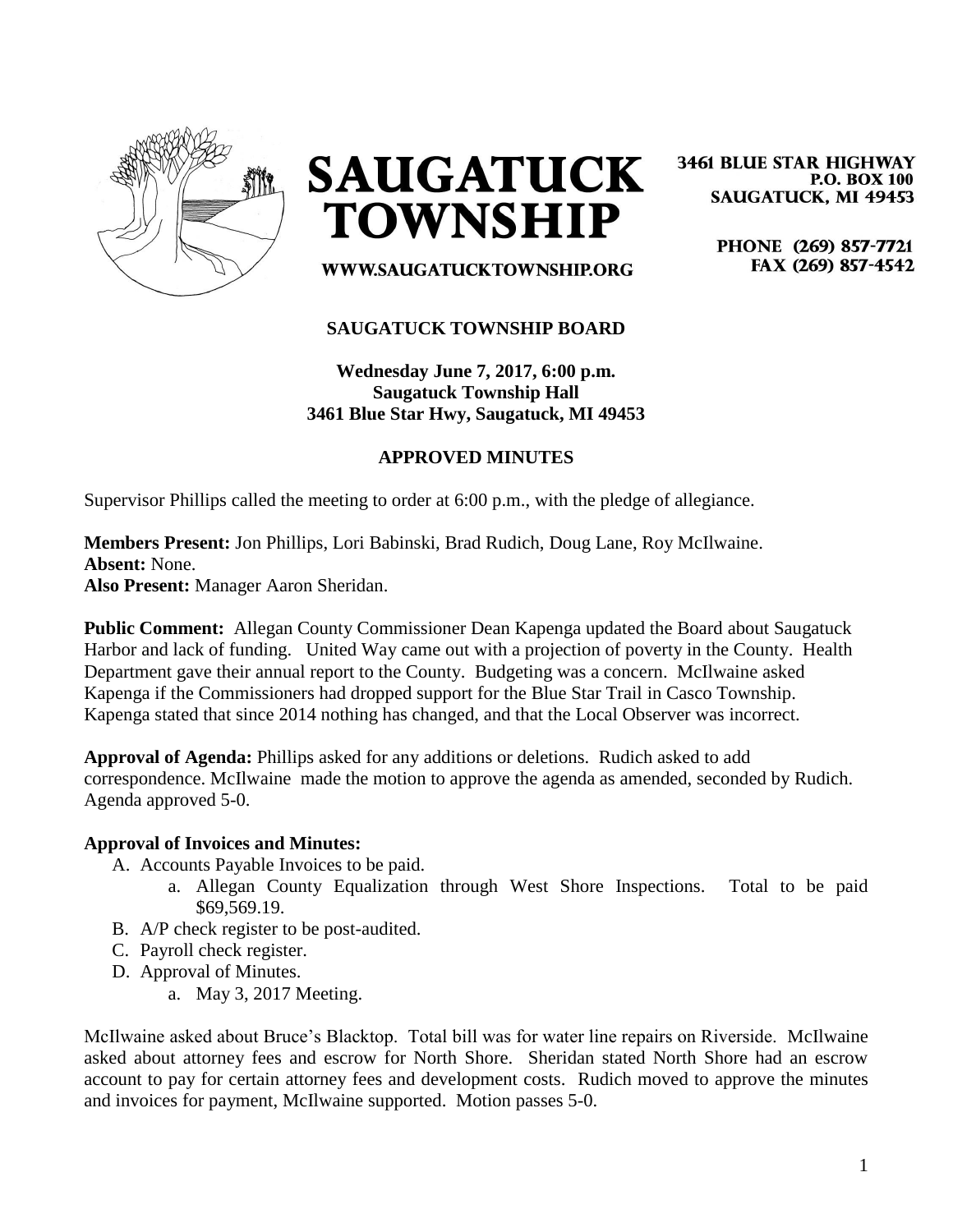# SAUGATUCK TOWNSHIP

3461 BLUE STAR HIGHWAY
P.O. BOX 100
SAUGATUCK, MI 49453

PHONE (269) 857-7721
FAX (269) 857-4542

WWW.SAUGATUCKTOWNSHIP.ORG

**SAUGATUCK TOWNSHIP BOARD**

**Wednesday June 7, 2017, 6:00 p.m.**
**Saugatuck Township Hall**
**3461 Blue Star Hwy, Saugatuck, MI 49453**

**APPROVED MINUTES**

Supervisor Phillips called the meeting to order at 6:00 p.m., with the pledge of allegiance.

**Members Present:** Jon Phillips, Lori Babinski, Brad Rudich, Doug Lane, Roy McIlwaine.
**Absent:** None.
**Also Present:** Manager Aaron Sheridan.

**Public Comment:** Allegan County Commissioner Dean Kapenga updated the Board about Saugatuck Harbor and lack of funding. United Way came out with a projection of poverty in the County. Health Department gave their annual report to the County. Budgeting was a concern. McIlwaine asked Kapenga if the Commissioners had dropped support for the Blue Star Trail in Casco Township. Kapenga stated that since 2014 nothing has changed, and that the Local Observer was incorrect.

**Approval of Agenda:** Phillips asked for any additions or deletions. Rudich asked to add correspondence. McIlwaine made the motion to approve the agenda as amended, seconded by Rudich. Agenda approved 5-0.

**Approval of Invoices and Minutes:**

A. Accounts Payable Invoices to be paid.
   a. Allegan County Equalization through West Shore Inspections. Total to be paid $69,569.19.
B. A/P check register to be post-audited.
C. Payroll check register.
D. Approval of Minutes.
   a. May 3, 2017 Meeting.

McIlwaine asked about Bruce's Blacktop. Total bill was for water line repairs on Riverside. McIlwaine asked about attorney fees and escrow for North Shore. Sheridan stated North Shore had an escrow account to pay for certain attorney fees and development costs. Rudich moved to approve the minutes and invoices for payment, McIlwaine supported. Motion passes 5-0.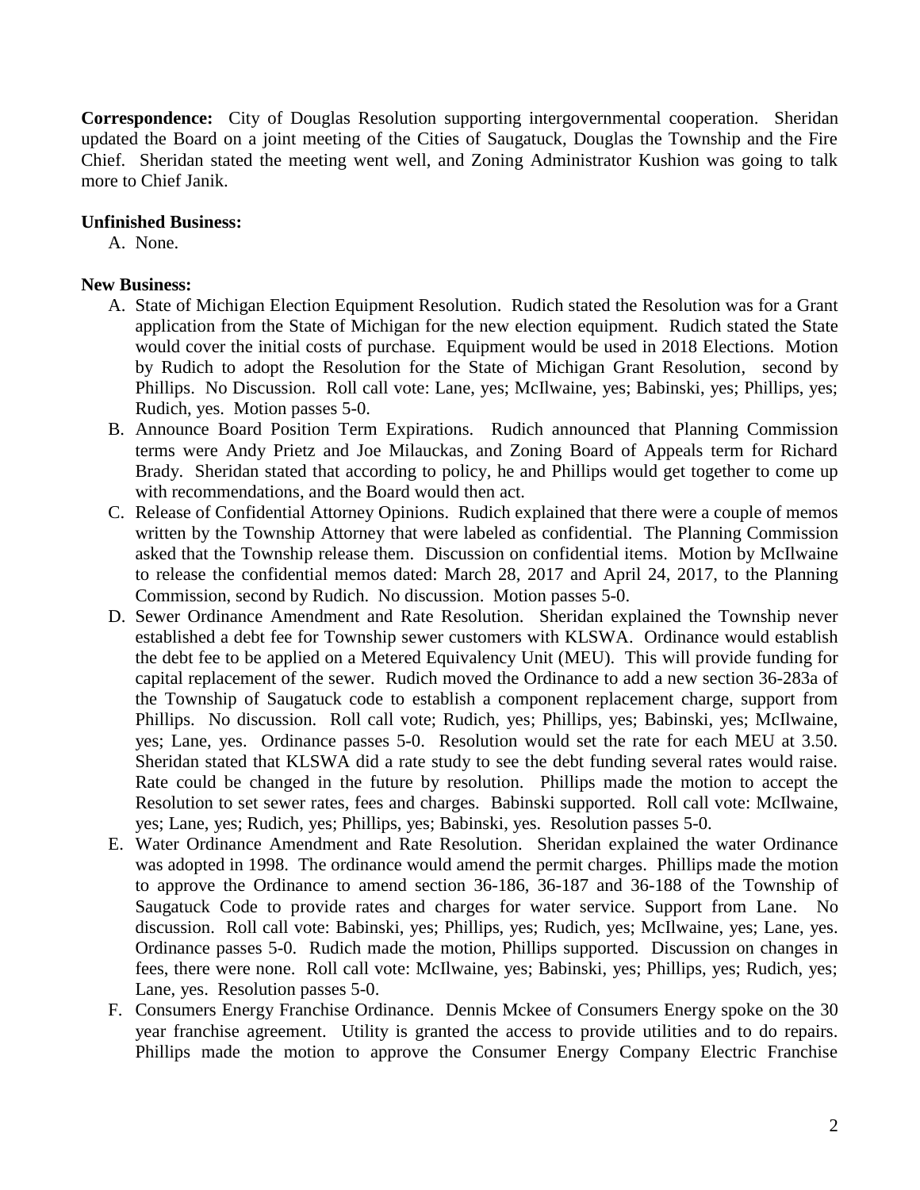**Correspondence:** City of Douglas Resolution supporting intergovernmental cooperation. Sheridan updated the Board on a joint meeting of the Cities of Saugatuck, Douglas the Township and the Fire Chief. Sheridan stated the meeting went well, and Zoning Administrator Kushion was going to talk more to Chief Janik.

**Unfinished Business:**

A. None.

**New Business:**

A. State of Michigan Election Equipment Resolution. Rudich stated the Resolution was for a Grant application from the State of Michigan for the new election equipment. Rudich stated the State would cover the initial costs of purchase. Equipment would be used in 2018 Elections. Motion by Rudich to adopt the Resolution for the State of Michigan Grant Resolution, second by Phillips. No Discussion. Roll call vote: Lane, yes; McIlwaine, yes; Babinski, yes; Phillips, yes; Rudich, yes. Motion passes 5-0.

B. Announce Board Position Term Expirations. Rudich announced that Planning Commission terms were Andy Prietz and Joe Milauckas, and Zoning Board of Appeals term for Richard Brady. Sheridan stated that according to policy, he and Phillips would get together to come up with recommendations, and the Board would then act.

C. Release of Confidential Attorney Opinions. Rudich explained that there were a couple of memos written by the Township Attorney that were labeled as confidential. The Planning Commission asked that the Township release them. Discussion on confidential items. Motion by McIlwaine to release the confidential memos dated: March 28, 2017 and April 24, 2017, to the Planning Commission, second by Rudich. No discussion. Motion passes 5-0.

D. Sewer Ordinance Amendment and Rate Resolution. Sheridan explained the Township never established a debt fee for Township sewer customers with KLSWA. Ordinance would establish the debt fee to be applied on a Metered Equivalency Unit (MEU). This will provide funding for capital replacement of the sewer. Rudich moved the Ordinance to add a new section 36-283a of the Township of Saugatuck code to establish a component replacement charge, support from Phillips. No discussion. Roll call vote; Rudich, yes; Phillips, yes; Babinski, yes; McIlwaine, yes; Lane, yes. Ordinance passes 5-0. Resolution would set the rate for each MEU at 3.50. Sheridan stated that KLSWA did a rate study to see the debt funding several rates would raise. Rate could be changed in the future by resolution. Phillips made the motion to accept the Resolution to set sewer rates, fees and charges. Babinski supported. Roll call vote: McIlwaine, yes; Lane, yes; Rudich, yes; Phillips, yes; Babinski, yes. Resolution passes 5-0.

E. Water Ordinance Amendment and Rate Resolution. Sheridan explained the water Ordinance was adopted in 1998. The ordinance would amend the permit charges. Phillips made the motion to approve the Ordinance to amend section 36-186, 36-187 and 36-188 of the Township of Saugatuck Code to provide rates and charges for water service. Support from Lane. No discussion. Roll call vote: Babinski, yes; Phillips, yes; Rudich, yes; McIlwaine, yes; Lane, yes. Ordinance passes 5-0. Rudich made the motion, Phillips supported. Discussion on changes in fees, there were none. Roll call vote: McIlwaine, yes; Babinski, yes; Phillips, yes; Rudich, yes; Lane, yes. Resolution passes 5-0.

F. Consumers Energy Franchise Ordinance. Dennis Mckee of Consumers Energy spoke on the 30 year franchise agreement. Utility is granted the access to provide utilities and to do repairs. Phillips made the motion to approve the Consumer Energy Company Electric Franchise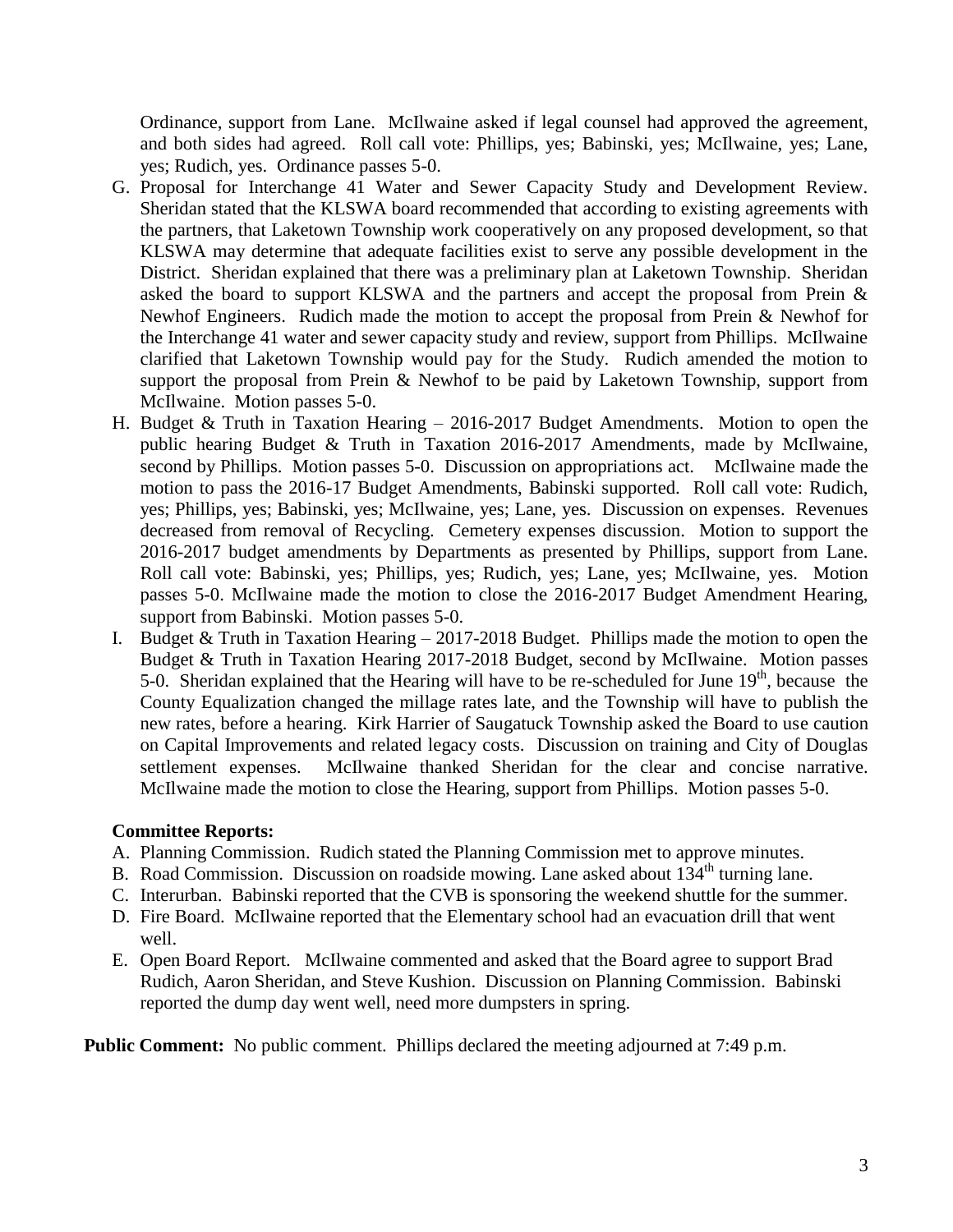Ordinance, support from Lane. McIlwaine asked if legal counsel had approved the agreement, and both sides had agreed. Roll call vote: Phillips, yes; Babinski, yes; McIlwaine, yes; Lane, yes; Rudich, yes. Ordinance passes 5-0.

G. Proposal for Interchange 41 Water and Sewer Capacity Study and Development Review. Sheridan stated that the KLSWA board recommended that according to existing agreements with the partners, that Laketown Township work cooperatively on any proposed development, so that KLSWA may determine that adequate facilities exist to serve any possible development in the District. Sheridan explained that there was a preliminary plan at Laketown Township. Sheridan asked the board to support KLSWA and the partners and accept the proposal from Prein & Newhof Engineers. Rudich made the motion to accept the proposal from Prein & Newhof for the Interchange 41 water and sewer capacity study and review, support from Phillips. McIlwaine clarified that Laketown Township would pay for the Study. Rudich amended the motion to support the proposal from Prein & Newhof to be paid by Laketown Township, support from McIlwaine. Motion passes 5-0.
H. Budget & Truth in Taxation Hearing – 2016-2017 Budget Amendments. Motion to open the public hearing Budget & Truth in Taxation 2016-2017 Amendments, made by McIlwaine, second by Phillips. Motion passes 5-0. Discussion on appropriations act. McIlwaine made the motion to pass the 2016-17 Budget Amendments, Babinski supported. Roll call vote: Rudich, yes; Phillips, yes; Babinski, yes; McIlwaine, yes; Lane, yes. Discussion on expenses. Revenues decreased from removal of Recycling. Cemetery expenses discussion. Motion to support the 2016-2017 budget amendments by Departments as presented by Phillips, support from Lane. Roll call vote: Babinski, yes; Phillips, yes; Rudich, yes; Lane, yes; McIlwaine, yes. Motion passes 5-0. McIlwaine made the motion to close the 2016-2017 Budget Amendment Hearing, support from Babinski. Motion passes 5-0.
I. Budget & Truth in Taxation Hearing – 2017-2018 Budget. Phillips made the motion to open the Budget & Truth in Taxation Hearing 2017-2018 Budget, second by McIlwaine. Motion passes 5-0. Sheridan explained that the Hearing will have to be re-scheduled for June 19th, because the County Equalization changed the millage rates late, and the Township will have to publish the new rates, before a hearing. Kirk Harrier of Saugatuck Township asked the Board to use caution on Capital Improvements and related legacy costs. Discussion on training and City of Douglas settlement expenses. McIlwaine thanked Sheridan for the clear and concise narrative. McIlwaine made the motion to close the Hearing, support from Phillips. Motion passes 5-0.

**Committee Reports:**

A. Planning Commission. Rudich stated the Planning Commission met to approve minutes.
B. Road Commission. Discussion on roadside mowing. Lane asked about 134th turning lane.
C. Interurban. Babinski reported that the CVB is sponsoring the weekend shuttle for the summer.
D. Fire Board. McIlwaine reported that the Elementary school had an evacuation drill that went well.
E. Open Board Report. McIlwaine commented and asked that the Board agree to support Brad Rudich, Aaron Sheridan, and Steve Kushion. Discussion on Planning Commission. Babinski reported the dump day went well, need more dumpsters in spring.

**Public Comment:** No public comment. Phillips declared the meeting adjourned at 7:49 p.m.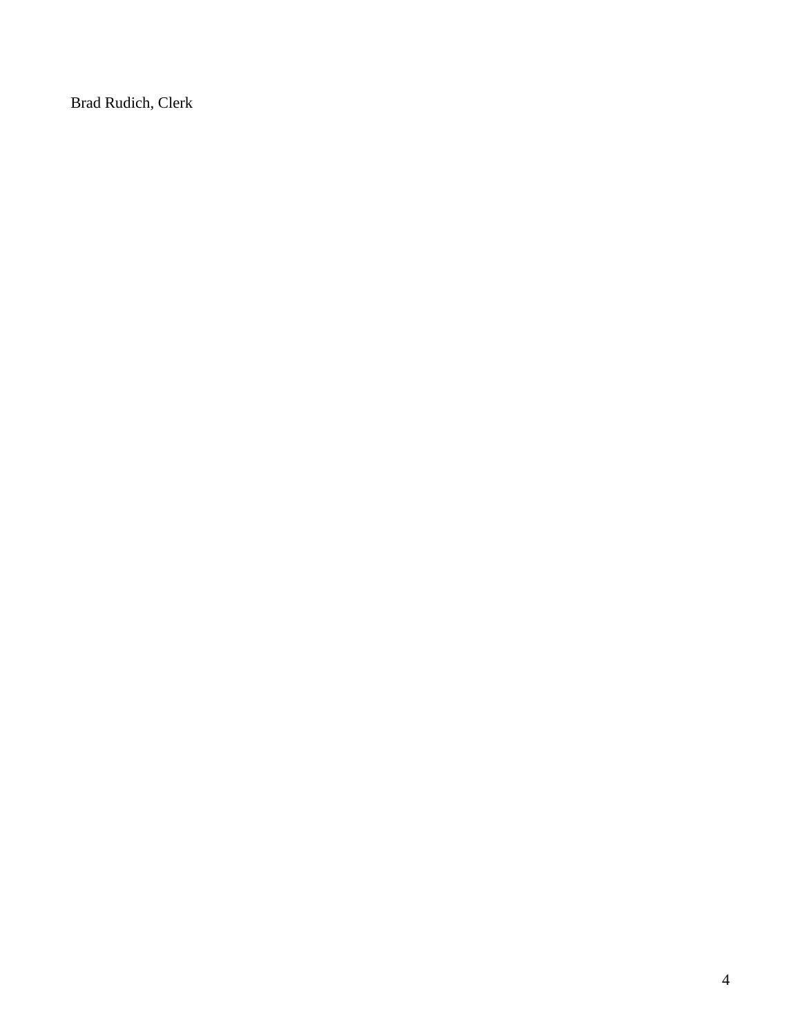Brad Rudich, Clerk